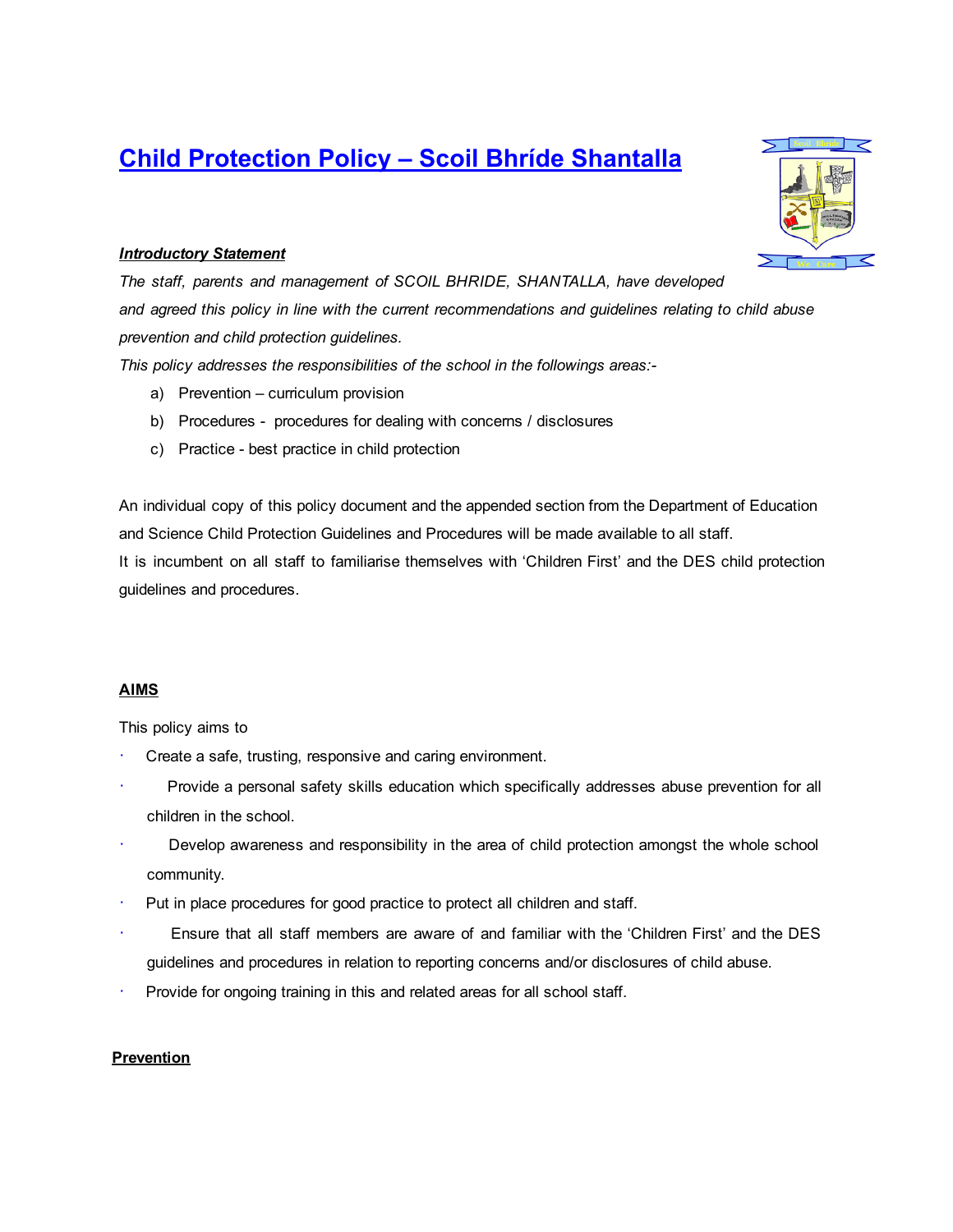# Child Protection Policy – Scoil Bhríde Shantalla

***Introductory Statement***

*The staff, parents and management of SCOIL BHRIDE, SHANTALLA, have developed and agreed this policy in line with the current recommendations and guidelines relating to child abuse prevention and child protection guidelines.*

*This policy addresses the responsibilities of the school in the followings areas:-*

a) Prevention – curriculum provision
b) Procedures - procedures for dealing with concerns / disclosures
c) Practice - best practice in child protection

An individual copy of this policy document and the appended section from the Department of Education and Science Child Protection Guidelines and Procedures will be made available to all staff.

It is incumbent on all staff to familiarise themselves with 'Children First' and the DES child protection guidelines and procedures.

## AIMS

This policy aims to

- Create a safe, trusting, responsive and caring environment.
- Provide a personal safety skills education which specifically addresses abuse prevention for all children in the school.
- Develop awareness and responsibility in the area of child protection amongst the whole school community.
- Put in place procedures for good practice to protect all children and staff.
- Ensure that all staff members are aware of and familiar with the 'Children First' and the DES guidelines and procedures in relation to reporting concerns and/or disclosures of child abuse.
- Provide for ongoing training in this and related areas for all school staff.

## Prevention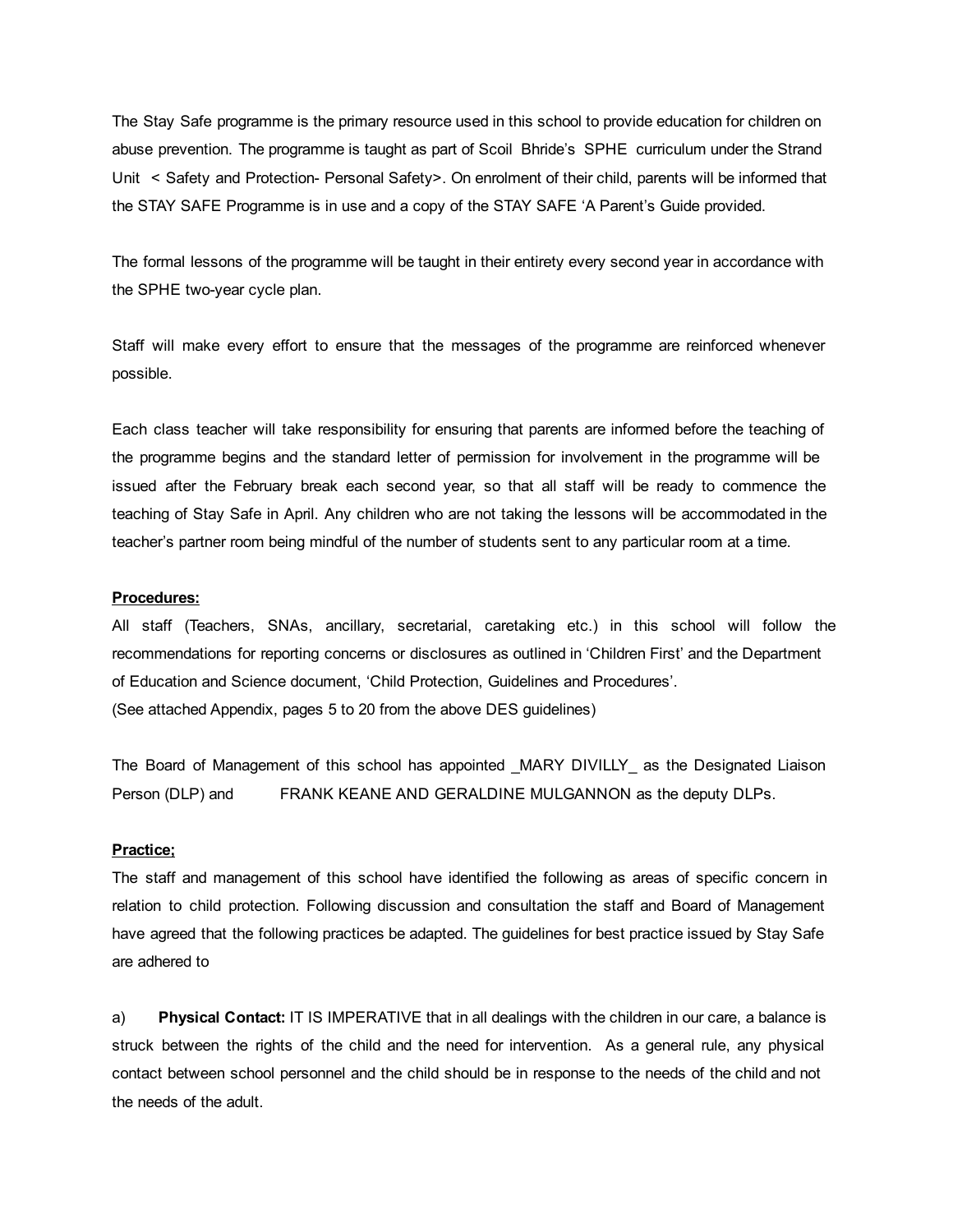The Stay Safe programme is the primary resource used in this school to provide education for children on abuse prevention. The programme is taught as part of Scoil Bhride's SPHE curriculum under the Strand Unit < Safety and Protection- Personal Safety>. On enrolment of their child, parents will be informed that the STAY SAFE Programme is in use and a copy of the STAY SAFE 'A Parent's Guide provided.

The formal lessons of the programme will be taught in their entirety every second year in accordance with the SPHE two-year cycle plan.

Staff will make every effort to ensure that the messages of the programme are reinforced whenever possible.

Each class teacher will take responsibility for ensuring that parents are informed before the teaching of the programme begins and the standard letter of permission for involvement in the programme will be issued after the February break each second year, so that all staff will be ready to commence the teaching of Stay Safe in April. Any children who are not taking the lessons will be accommodated in the teacher's partner room being mindful of the number of students sent to any particular room at a time.

**Procedures:**

All staff (Teachers, SNAs, ancillary, secretarial, caretaking etc.) in this school will follow the recommendations for reporting concerns or disclosures as outlined in 'Children First' and the Department of Education and Science document, 'Child Protection, Guidelines and Procedures'.
(See attached Appendix, pages 5 to 20 from the above DES guidelines)

The Board of Management of this school has appointed _MARY DIVILLY_ as the Designated Liaison Person (DLP) and FRANK KEANE AND GERALDINE MULGANNON as the deputy DLPs.

**Practice;**

The staff and management of this school have identified the following as areas of specific concern in relation to child protection. Following discussion and consultation the staff and Board of Management have agreed that the following practices be adapted. The guidelines for best practice issued by Stay Safe are adhered to

a) **Physical Contact:** IT IS IMPERATIVE that in all dealings with the children in our care, a balance is struck between the rights of the child and the need for intervention. As a general rule, any physical contact between school personnel and the child should be in response to the needs of the child and not the needs of the adult.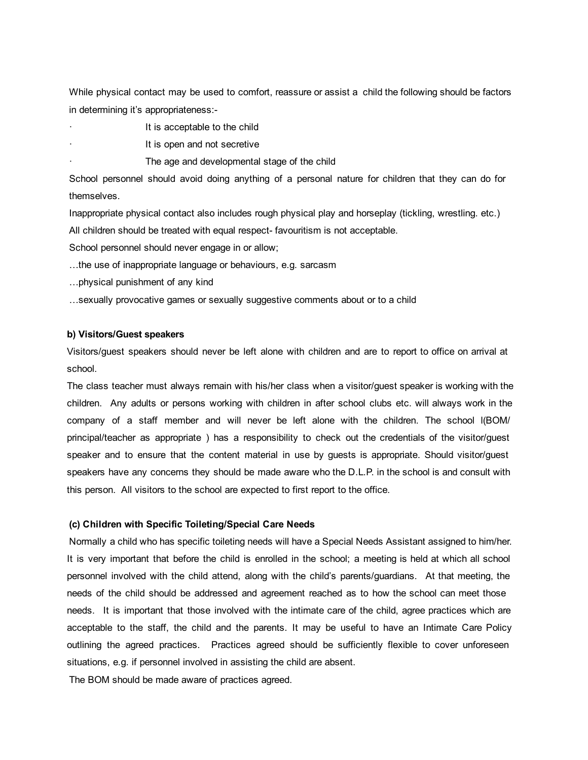While physical contact may be used to comfort, reassure or assist a child the following should be factors in determining it's appropriateness:-

- It is acceptable to the child
- It is open and not secretive
- The age and developmental stage of the child

School personnel should avoid doing anything of a personal nature for children that they can do for themselves.

Inappropriate physical contact also includes rough physical play and horseplay (tickling, wrestling. etc.)

All children should be treated with equal respect- favouritism is not acceptable.

School personnel should never engage in or allow;

…the use of inappropriate language or behaviours, e.g. sarcasm

…physical punishment of any kind

…sexually provocative games or sexually suggestive comments about or to a child

**b) Visitors/Guest speakers**

Visitors/guest speakers should never be left alone with children and are to report to office on arrival at school.

The class teacher must always remain with his/her class when a visitor/guest speaker is working with the children. Any adults or persons working with children in after school clubs etc. will always work in the company of a staff member and will never be left alone with the children. The school l(BOM/ principal/teacher as appropriate ) has a responsibility to check out the credentials of the visitor/guest speaker and to ensure that the content material in use by guests is appropriate. Should visitor/guest speakers have any concerns they should be made aware who the D.L.P. in the school is and consult with this person. All visitors to the school are expected to first report to the office.

**(c) Children with Specific Toileting/Special Care Needs**

Normally a child who has specific toileting needs will have a Special Needs Assistant assigned to him/her. It is very important that before the child is enrolled in the school; a meeting is held at which all school personnel involved with the child attend, along with the child's parents/guardians. At that meeting, the needs of the child should be addressed and agreement reached as to how the school can meet those needs. It is important that those involved with the intimate care of the child, agree practices which are acceptable to the staff, the child and the parents. It may be useful to have an Intimate Care Policy outlining the agreed practices. Practices agreed should be sufficiently flexible to cover unforeseen situations, e.g. if personnel involved in assisting the child are absent.

The BOM should be made aware of practices agreed.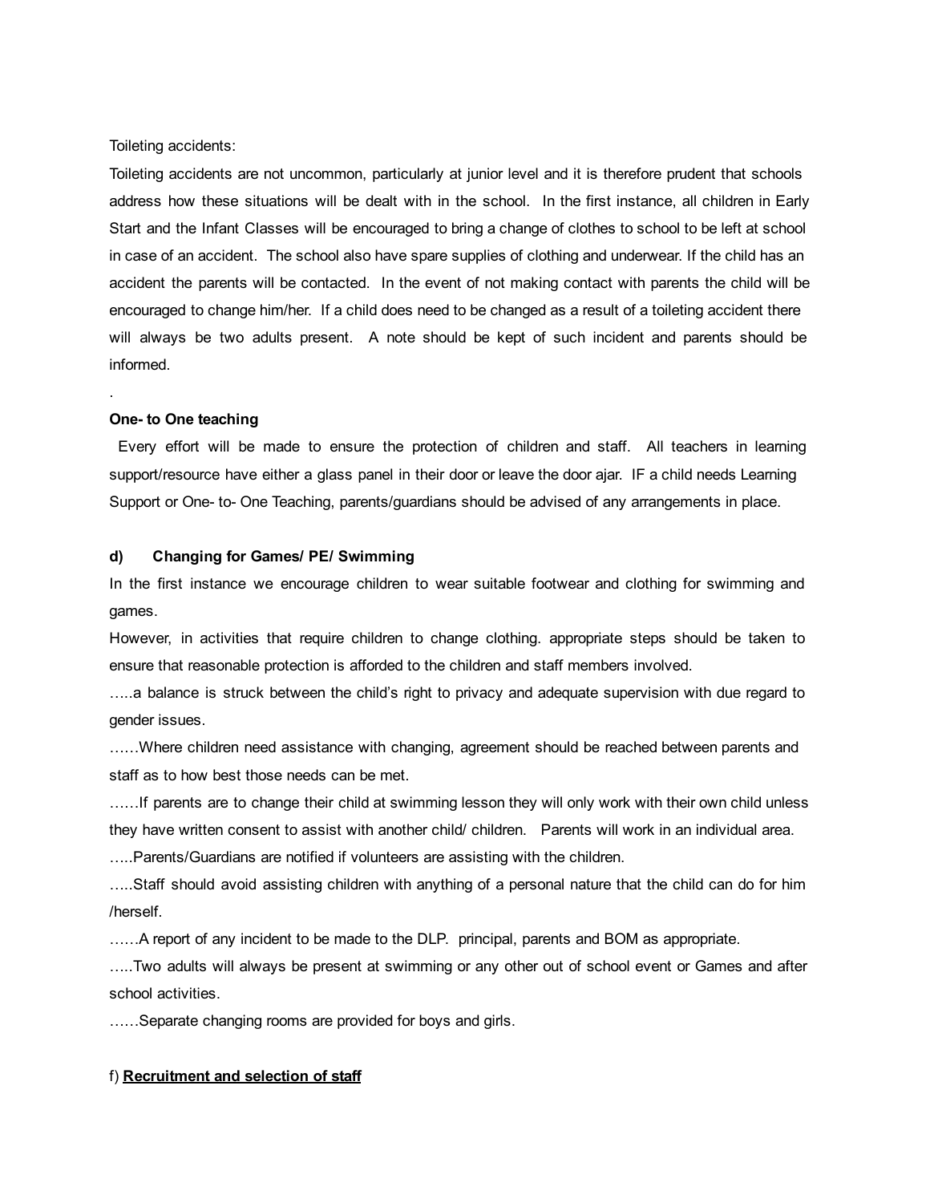Toileting accidents:

Toileting accidents are not uncommon, particularly at junior level and it is therefore prudent that schools address how these situations will be dealt with in the school. In the first instance, all children in Early Start and the Infant Classes will be encouraged to bring a change of clothes to school to be left at school in case of an accident. The school also have spare supplies of clothing and underwear. If the child has an accident the parents will be contacted. In the event of not making contact with parents the child will be encouraged to change him/her. If a child does need to be changed as a result of a toileting accident there will always be two adults present. A note should be kept of such incident and parents should be informed.

.

**One- to One teaching**

Every effort will be made to ensure the protection of children and staff. All teachers in learning support/resource have either a glass panel in their door or leave the door ajar. IF a child needs Learning Support or One- to- One Teaching, parents/guardians should be advised of any arrangements in place.

**d) Changing for Games/ PE/ Swimming**

In the first instance we encourage children to wear suitable footwear and clothing for swimming and games.

However, in activities that require children to change clothing. appropriate steps should be taken to ensure that reasonable protection is afforded to the children and staff members involved.

…..a balance is struck between the child's right to privacy and adequate supervision with due regard to gender issues.

……Where children need assistance with changing, agreement should be reached between parents and staff as to how best those needs can be met.

……If parents are to change their child at swimming lesson they will only work with their own child unless they have written consent to assist with another child/ children. Parents will work in an individual area.

…..Parents/Guardians are notified if volunteers are assisting with the children.

…..Staff should avoid assisting children with anything of a personal nature that the child can do for him /herself.

……A report of any incident to be made to the DLP. principal, parents and BOM as appropriate.

…..Two adults will always be present at swimming or any other out of school event or Games and after school activities.

……Separate changing rooms are provided for boys and girls.

f) **<u>Recruitment and selection of staff</u>**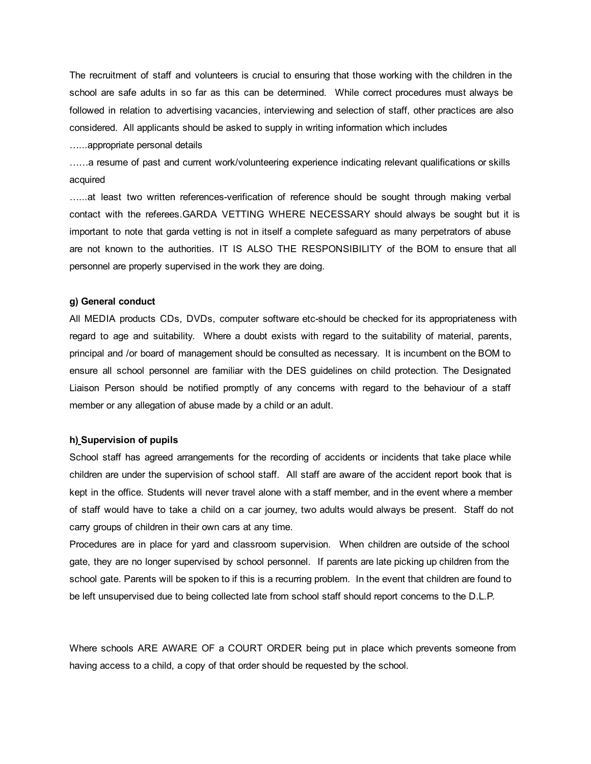The recruitment of staff and volunteers is crucial to ensuring that those working with the children in the school are safe adults in so far as this can be determined. While correct procedures must always be followed in relation to advertising vacancies, interviewing and selection of staff, other practices are also considered. All applicants should be asked to supply in writing information which includes

…...appropriate personal details

……a resume of past and current work/volunteering experience indicating relevant qualifications or skills acquired

…...at least two written references-verification of reference should be sought through making verbal contact with the referees.GARDA VETTING WHERE NECESSARY should always be sought but it is important to note that garda vetting is not in itself a complete safeguard as many perpetrators of abuse are not known to the authorities. IT IS ALSO THE RESPONSIBILITY of the BOM to ensure that all personnel are properly supervised in the work they are doing.

**g) General conduct**

All MEDIA products CDs, DVDs, computer software etc-should be checked for its appropriateness with regard to age and suitability. Where a doubt exists with regard to the suitability of material, parents, principal and /or board of management should be consulted as necessary. It is incumbent on the BOM to ensure all school personnel are familiar with the DES guidelines on child protection. The Designated Liaison Person should be notified promptly of any concerns with regard to the behaviour of a staff member or any allegation of abuse made by a child or an adult.

**h) Supervision of pupils**

School staff has agreed arrangements for the recording of accidents or incidents that take place while children are under the supervision of school staff. All staff are aware of the accident report book that is kept in the office. Students will never travel alone with a staff member, and in the event where a member of staff would have to take a child on a car journey, two adults would always be present. Staff do not carry groups of children in their own cars at any time.

Procedures are in place for yard and classroom supervision. When children are outside of the school gate, they are no longer supervised by school personnel. If parents are late picking up children from the school gate. Parents will be spoken to if this is a recurring problem. In the event that children are found to be left unsupervised due to being collected late from school staff should report concerns to the D.L.P.

Where schools ARE AWARE OF a COURT ORDER being put in place which prevents someone from having access to a child, a copy of that order should be requested by the school.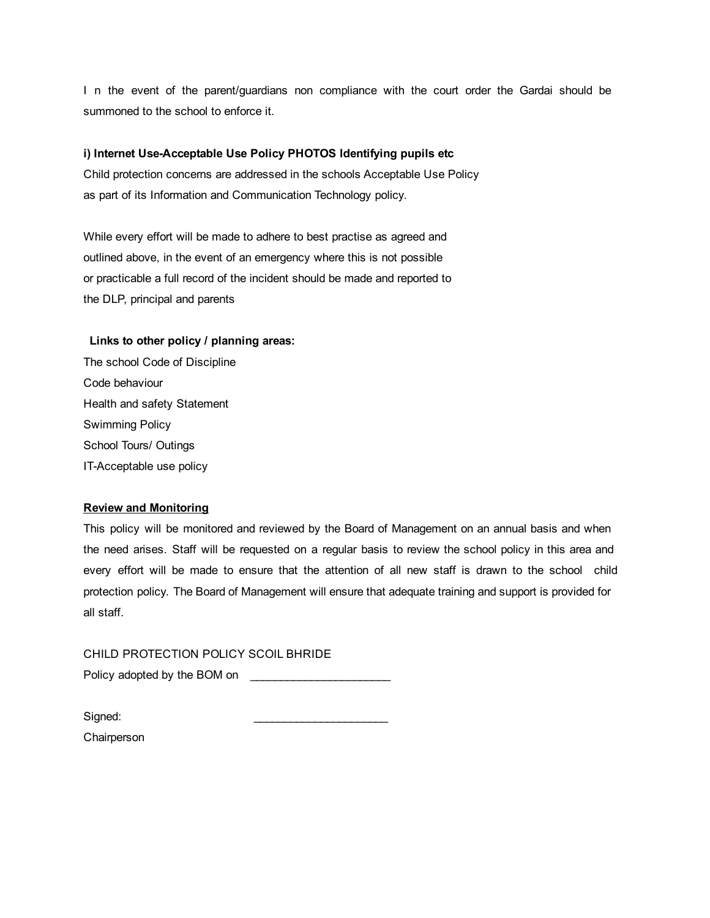I n the event of the parent/guardians non compliance with the court order the Gardai should be summoned to the school to enforce it.

**i) Internet Use-Acceptable Use Policy PHOTOS Identifying pupils etc**

Child protection concerns are addressed in the schools Acceptable Use Policy as part of its Information and Communication Technology policy.

While every effort will be made to adhere to best practise as agreed and outlined above, in the event of an emergency where this is not possible or practicable a full record of the incident should be made and reported to the DLP, principal and parents

**Links to other policy / planning areas:**

The school Code of Discipline
Code behaviour
Health and safety Statement
Swimming Policy
School Tours/ Outings
IT-Acceptable use policy

**<u>Review and Monitoring</u>**

This policy will be monitored and reviewed by the Board of Management on an annual basis and when the need arises. Staff will be requested on a regular basis to review the school policy in this area and every effort will be made to ensure that the attention of all new staff is drawn to the school child protection policy. The Board of Management will ensure that adequate training and support is provided for all staff.

CHILD PROTECTION POLICY SCOIL BHRIDE

Policy adopted by the BOM on \_\_\_\_\_\_\_\_\_\_\_\_\_\_\_\_\_\_\_\_\_\_\_

Signed: \_\_\_\_\_\_\_\_\_\_\_\_\_\_\_\_\_\_\_\_\_\_

Chairperson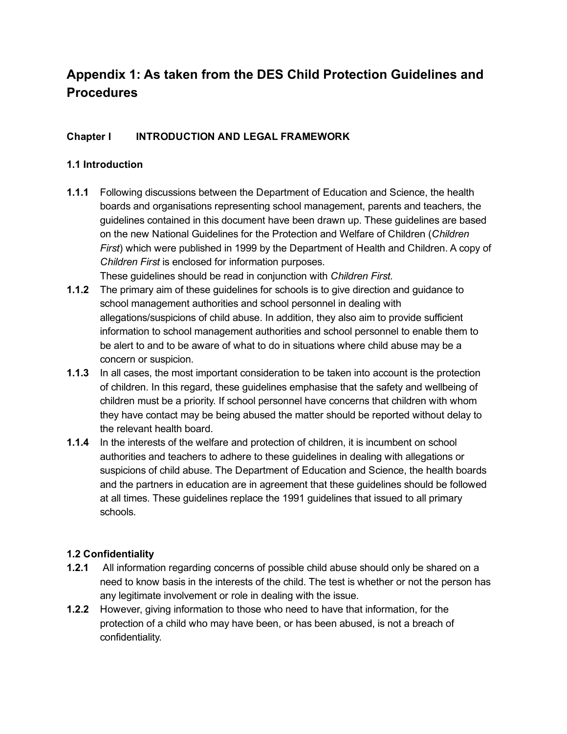# Appendix 1: As taken from the DES Child Protection Guidelines and Procedures

### Chapter I INTRODUCTION AND LEGAL FRAMEWORK

### 1.1 Introduction

**1.1.1** Following discussions between the Department of Education and Science, the health boards and organisations representing school management, parents and teachers, the guidelines contained in this document have been drawn up. These guidelines are based on the new National Guidelines for the Protection and Welfare of Children (*Children First*) which were published in 1999 by the Department of Health and Children. A copy of *Children First* is enclosed for information purposes.
These guidelines should be read in conjunction with *Children First.*

**1.1.2** The primary aim of these guidelines for schools is to give direction and guidance to school management authorities and school personnel in dealing with allegations/suspicions of child abuse. In addition, they also aim to provide sufficient information to school management authorities and school personnel to enable them to be alert to and to be aware of what to do in situations where child abuse may be a concern or suspicion.

**1.1.3** In all cases, the most important consideration to be taken into account is the protection of children. In this regard, these guidelines emphasise that the safety and wellbeing of children must be a priority. If school personnel have concerns that children with whom they have contact may be being abused the matter should be reported without delay to the relevant health board.

**1.1.4** In the interests of the welfare and protection of children, it is incumbent on school authorities and teachers to adhere to these guidelines in dealing with allegations or suspicions of child abuse. The Department of Education and Science, the health boards and the partners in education are in agreement that these guidelines should be followed at all times. These guidelines replace the 1991 guidelines that issued to all primary schools.

### 1.2 Confidentiality

**1.2.1** All information regarding concerns of possible child abuse should only be shared on a need to know basis in the interests of the child. The test is whether or not the person has any legitimate involvement or role in dealing with the issue.

**1.2.2** However, giving information to those who need to have that information, for the protection of a child who may have been, or has been abused, is not a breach of confidentiality.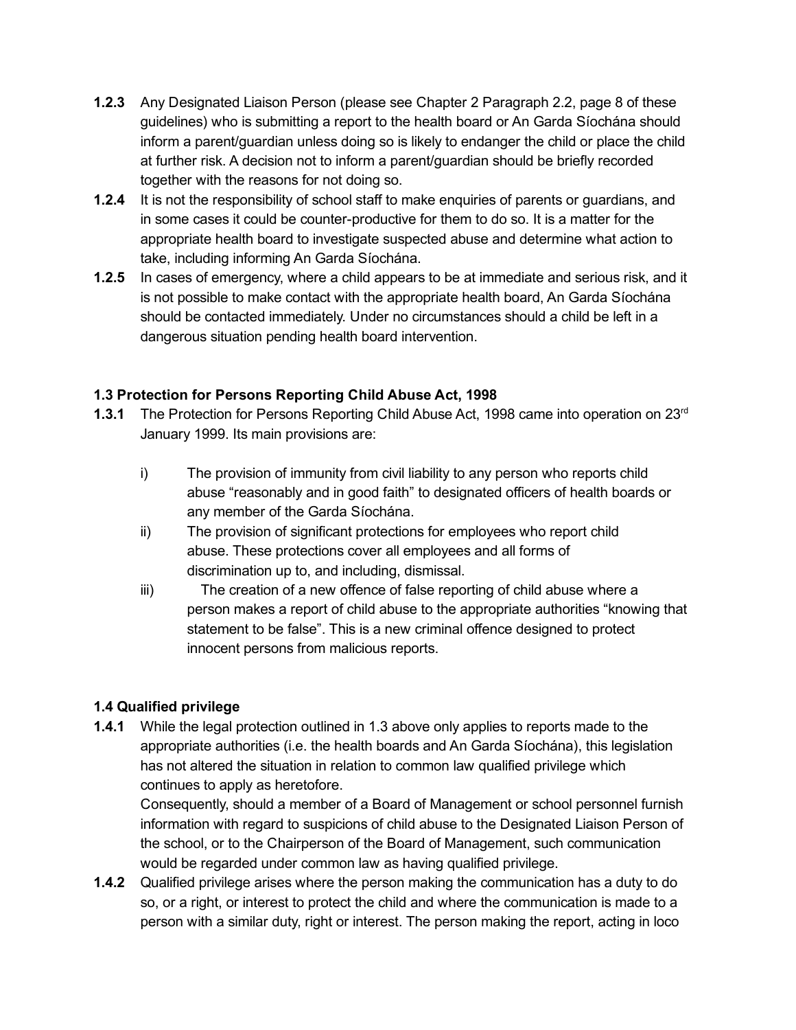**1.2.3** Any Designated Liaison Person (please see Chapter 2 Paragraph 2.2, page 8 of these guidelines) who is submitting a report to the health board or An Garda Síochána should inform a parent/guardian unless doing so is likely to endanger the child or place the child at further risk. A decision not to inform a parent/guardian should be briefly recorded together with the reasons for not doing so.

**1.2.4** It is not the responsibility of school staff to make enquiries of parents or guardians, and in some cases it could be counter-productive for them to do so. It is a matter for the appropriate health board to investigate suspected abuse and determine what action to take, including informing An Garda Síochána.

**1.2.5** In cases of emergency, where a child appears to be at immediate and serious risk, and it is not possible to make contact with the appropriate health board, An Garda Síochána should be contacted immediately. Under no circumstances should a child be left in a dangerous situation pending health board intervention.

### 1.3 Protection for Persons Reporting Child Abuse Act, 1998

**1.3.1** The Protection for Persons Reporting Child Abuse Act, 1998 came into operation on 23rd January 1999. Its main provisions are:

i) The provision of immunity from civil liability to any person who reports child abuse “reasonably and in good faith” to designated officers of health boards or any member of the Garda Síochána.

ii) The provision of significant protections for employees who report child abuse. These protections cover all employees and all forms of discrimination up to, and including, dismissal.

iii) The creation of a new offence of false reporting of child abuse where a person makes a report of child abuse to the appropriate authorities “knowing that statement to be false”. This is a new criminal offence designed to protect innocent persons from malicious reports.

### 1.4 Qualified privilege

**1.4.1** While the legal protection outlined in 1.3 above only applies to reports made to the appropriate authorities (i.e. the health boards and An Garda Síochána), this legislation has not altered the situation in relation to common law qualified privilege which continues to apply as heretofore.
Consequently, should a member of a Board of Management or school personnel furnish information with regard to suspicions of child abuse to the Designated Liaison Person of the school, or to the Chairperson of the Board of Management, such communication would be regarded under common law as having qualified privilege.

**1.4.2** Qualified privilege arises where the person making the communication has a duty to do so, or a right, or interest to protect the child and where the communication is made to a person with a similar duty, right or interest. The person making the report, acting in loco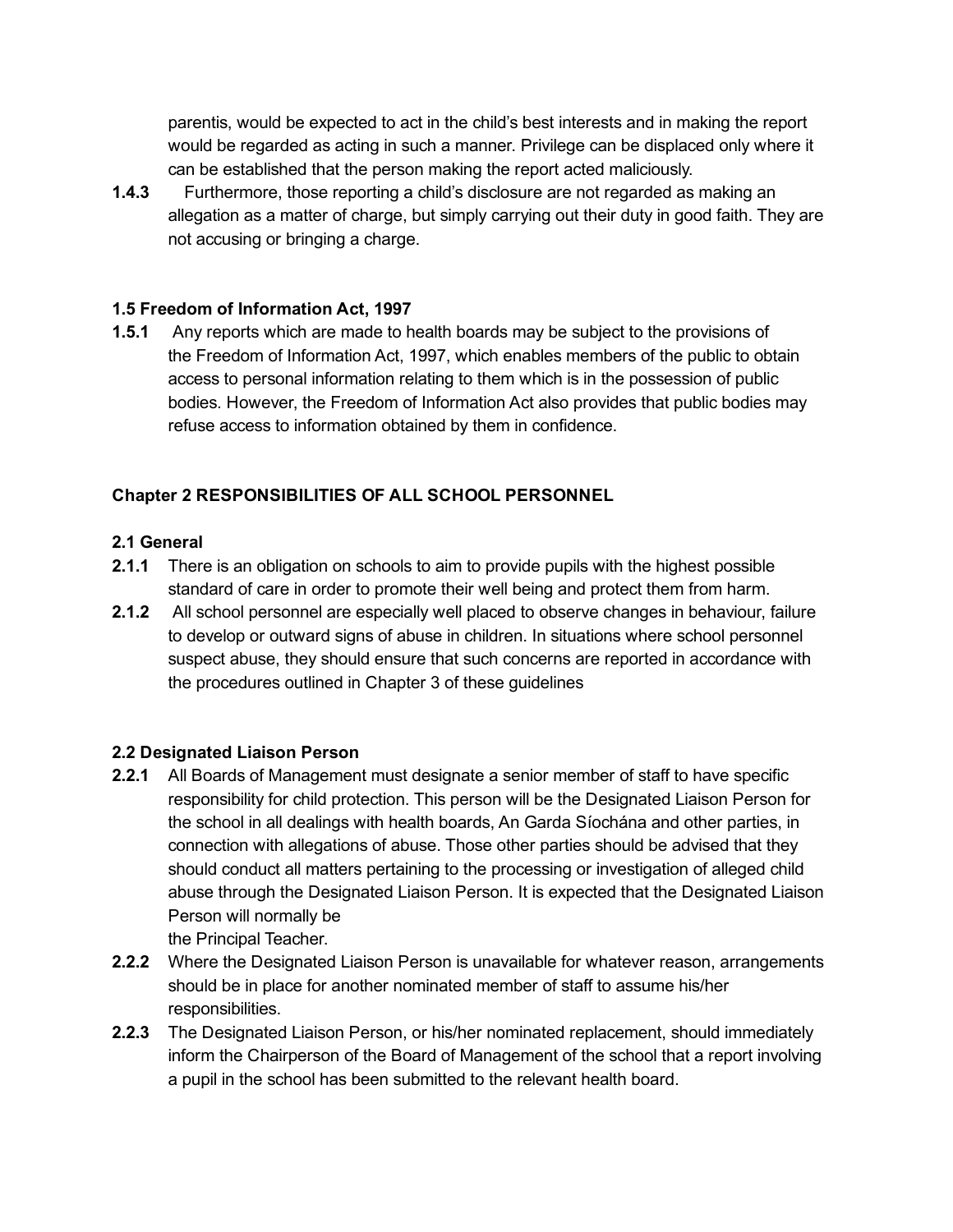parentis, would be expected to act in the child's best interests and in making the report would be regarded as acting in such a manner. Privilege can be displaced only where it can be established that the person making the report acted maliciously.

**1.4.3** Furthermore, those reporting a child's disclosure are not regarded as making an allegation as a matter of charge, but simply carrying out their duty in good faith. They are not accusing or bringing a charge.

### 1.5 Freedom of Information Act, 1997

**1.5.1** Any reports which are made to health boards may be subject to the provisions of the Freedom of Information Act, 1997, which enables members of the public to obtain access to personal information relating to them which is in the possession of public bodies. However, the Freedom of Information Act also provides that public bodies may refuse access to information obtained by them in confidence.

## Chapter 2 RESPONSIBILITIES OF ALL SCHOOL PERSONNEL

### 2.1 General

**2.1.1** There is an obligation on schools to aim to provide pupils with the highest possible standard of care in order to promote their well being and protect them from harm.

**2.1.2** All school personnel are especially well placed to observe changes in behaviour, failure to develop or outward signs of abuse in children. In situations where school personnel suspect abuse, they should ensure that such concerns are reported in accordance with the procedures outlined in Chapter 3 of these guidelines

### 2.2 Designated Liaison Person

**2.2.1** All Boards of Management must designate a senior member of staff to have specific responsibility for child protection. This person will be the Designated Liaison Person for the school in all dealings with health boards, An Garda Síochána and other parties, in connection with allegations of abuse. Those other parties should be advised that they should conduct all matters pertaining to the processing or investigation of alleged child abuse through the Designated Liaison Person. It is expected that the Designated Liaison Person will normally be the Principal Teacher.

**2.2.2** Where the Designated Liaison Person is unavailable for whatever reason, arrangements should be in place for another nominated member of staff to assume his/her responsibilities.

**2.2.3** The Designated Liaison Person, or his/her nominated replacement, should immediately inform the Chairperson of the Board of Management of the school that a report involving a pupil in the school has been submitted to the relevant health board.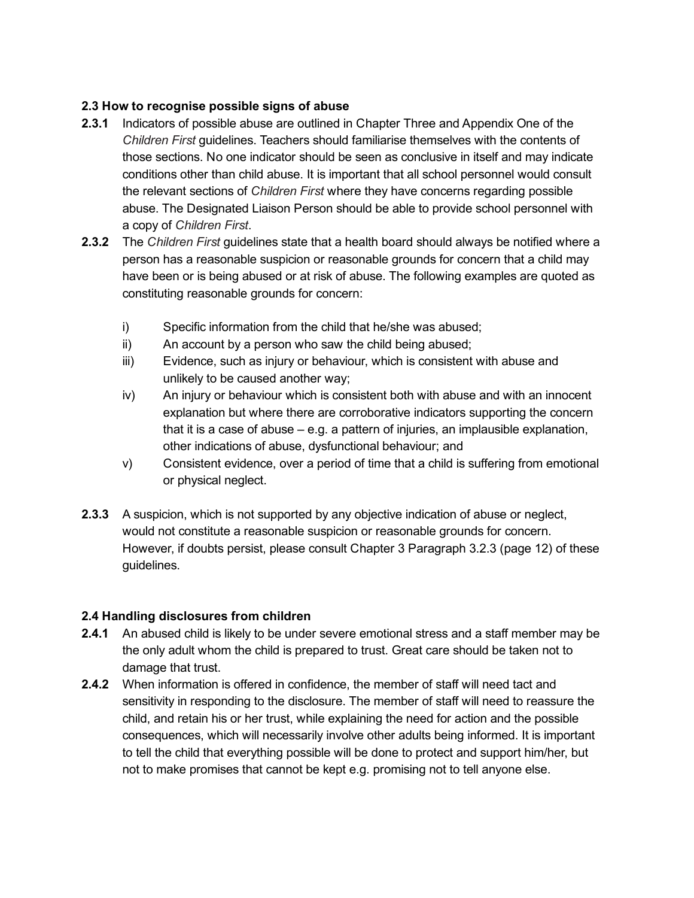**2.3 How to recognise possible signs of abuse**

**2.3.1** Indicators of possible abuse are outlined in Chapter Three and Appendix One of the *Children First* guidelines. Teachers should familiarise themselves with the contents of those sections. No one indicator should be seen as conclusive in itself and may indicate conditions other than child abuse. It is important that all school personnel would consult the relevant sections of *Children First* where they have concerns regarding possible abuse. The Designated Liaison Person should be able to provide school personnel with a copy of *Children First*.

**2.3.2** The *Children First* guidelines state that a health board should always be notified where a person has a reasonable suspicion or reasonable grounds for concern that a child may have been or is being abused or at risk of abuse. The following examples are quoted as constituting reasonable grounds for concern:

i) Specific information from the child that he/she was abused;

ii) An account by a person who saw the child being abused;

iii) Evidence, such as injury or behaviour, which is consistent with abuse and unlikely to be caused another way;

iv) An injury or behaviour which is consistent both with abuse and with an innocent explanation but where there are corroborative indicators supporting the concern that it is a case of abuse – e.g. a pattern of injuries, an implausible explanation, other indications of abuse, dysfunctional behaviour; and

v) Consistent evidence, over a period of time that a child is suffering from emotional or physical neglect.

**2.3.3** A suspicion, which is not supported by any objective indication of abuse or neglect, would not constitute a reasonable suspicion or reasonable grounds for concern. However, if doubts persist, please consult Chapter 3 Paragraph 3.2.3 (page 12) of these guidelines.

**2.4 Handling disclosures from children**

**2.4.1** An abused child is likely to be under severe emotional stress and a staff member may be the only adult whom the child is prepared to trust. Great care should be taken not to damage that trust.

**2.4.2** When information is offered in confidence, the member of staff will need tact and sensitivity in responding to the disclosure. The member of staff will need to reassure the child, and retain his or her trust, while explaining the need for action and the possible consequences, which will necessarily involve other adults being informed. It is important to tell the child that everything possible will be done to protect and support him/her, but not to make promises that cannot be kept e.g. promising not to tell anyone else.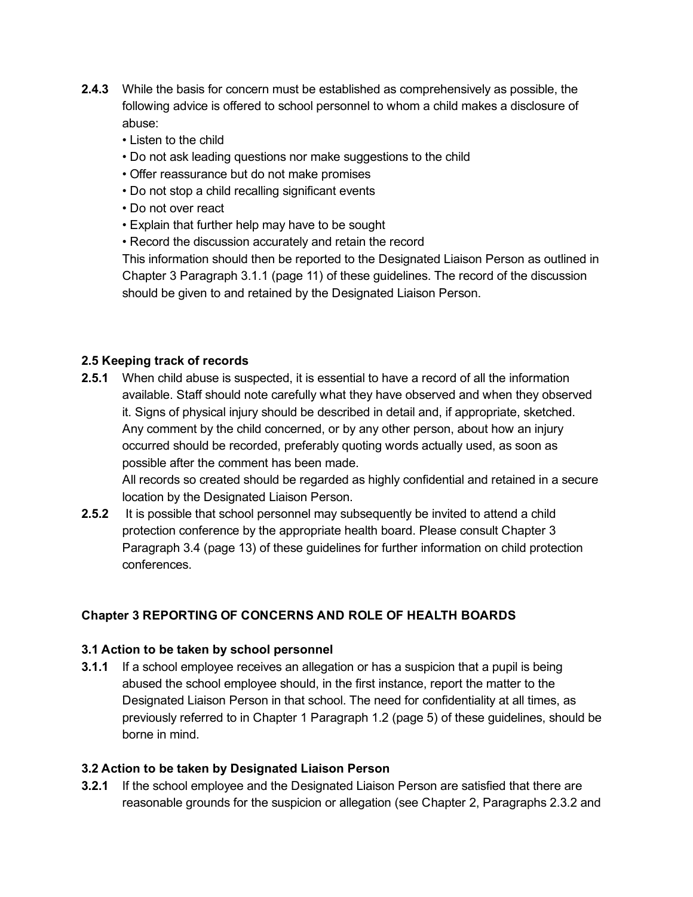**2.4.3** While the basis for concern must be established as comprehensively as possible, the following advice is offered to school personnel to whom a child makes a disclosure of abuse:

- Listen to the child
- Do not ask leading questions nor make suggestions to the child
- Offer reassurance but do not make promises
- Do not stop a child recalling significant events
- Do not over react
- Explain that further help may have to be sought
- Record the discussion accurately and retain the record

This information should then be reported to the Designated Liaison Person as outlined in Chapter 3 Paragraph 3.1.1 (page 11) of these guidelines. The record of the discussion should be given to and retained by the Designated Liaison Person.

### 2.5 Keeping track of records

**2.5.1** When child abuse is suspected, it is essential to have a record of all the information available. Staff should note carefully what they have observed and when they observed it. Signs of physical injury should be described in detail and, if appropriate, sketched. Any comment by the child concerned, or by any other person, about how an injury occurred should be recorded, preferably quoting words actually used, as soon as possible after the comment has been made.

All records so created should be regarded as highly confidential and retained in a secure location by the Designated Liaison Person.

**2.5.2** It is possible that school personnel may subsequently be invited to attend a child protection conference by the appropriate health board. Please consult Chapter 3 Paragraph 3.4 (page 13) of these guidelines for further information on child protection conferences.

## Chapter 3 REPORTING OF CONCERNS AND ROLE OF HEALTH BOARDS

### 3.1 Action to be taken by school personnel

**3.1.1** If a school employee receives an allegation or has a suspicion that a pupil is being abused the school employee should, in the first instance, report the matter to the Designated Liaison Person in that school. The need for confidentiality at all times, as previously referred to in Chapter 1 Paragraph 1.2 (page 5) of these guidelines, should be borne in mind.

### 3.2 Action to be taken by Designated Liaison Person

**3.2.1** If the school employee and the Designated Liaison Person are satisfied that there are reasonable grounds for the suspicion or allegation (see Chapter 2, Paragraphs 2.3.2 and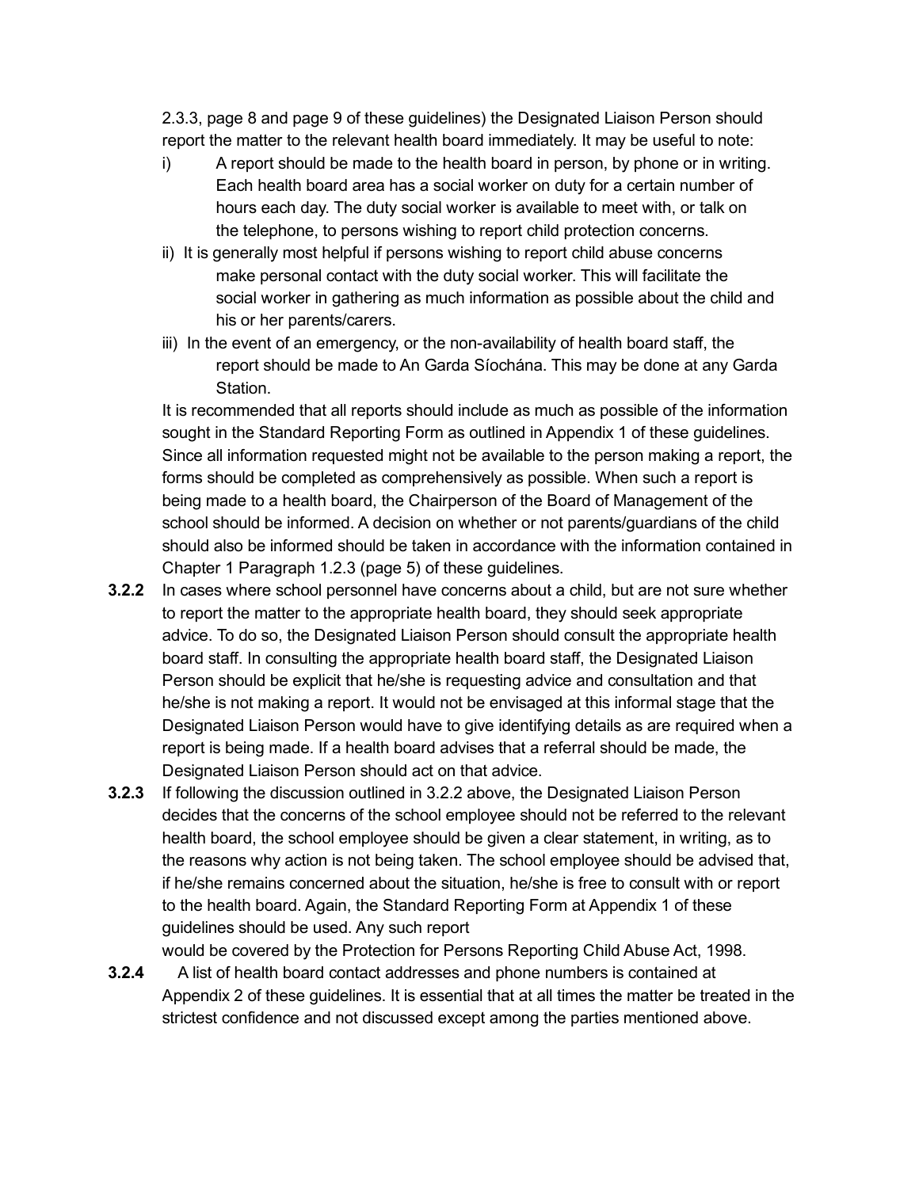2.3.3, page 8 and page 9 of these guidelines) the Designated Liaison Person should report the matter to the relevant health board immediately. It may be useful to note:

i) A report should be made to the health board in person, by phone or in writing. Each health board area has a social worker on duty for a certain number of hours each day. The duty social worker is available to meet with, or talk on the telephone, to persons wishing to report child protection concerns.

ii) It is generally most helpful if persons wishing to report child abuse concerns make personal contact with the duty social worker. This will facilitate the social worker in gathering as much information as possible about the child and his or her parents/carers.

iii) In the event of an emergency, or the non-availability of health board staff, the report should be made to An Garda Síochána. This may be done at any Garda Station.

It is recommended that all reports should include as much as possible of the information sought in the Standard Reporting Form as outlined in Appendix 1 of these guidelines. Since all information requested might not be available to the person making a report, the forms should be completed as comprehensively as possible. When such a report is being made to a health board, the Chairperson of the Board of Management of the school should be informed. A decision on whether or not parents/guardians of the child should also be informed should be taken in accordance with the information contained in Chapter 1 Paragraph 1.2.3 (page 5) of these guidelines.

**3.2.2** In cases where school personnel have concerns about a child, but are not sure whether to report the matter to the appropriate health board, they should seek appropriate advice. To do so, the Designated Liaison Person should consult the appropriate health board staff. In consulting the appropriate health board staff, the Designated Liaison Person should be explicit that he/she is requesting advice and consultation and that he/she is not making a report. It would not be envisaged at this informal stage that the Designated Liaison Person would have to give identifying details as are required when a report is being made. If a health board advises that a referral should be made, the Designated Liaison Person should act on that advice.

**3.2.3** If following the discussion outlined in 3.2.2 above, the Designated Liaison Person decides that the concerns of the school employee should not be referred to the relevant health board, the school employee should be given a clear statement, in writing, as to the reasons why action is not being taken. The school employee should be advised that, if he/she remains concerned about the situation, he/she is free to consult with or report to the health board. Again, the Standard Reporting Form at Appendix 1 of these guidelines should be used. Any such report would be covered by the Protection for Persons Reporting Child Abuse Act, 1998.

**3.2.4** A list of health board contact addresses and phone numbers is contained at Appendix 2 of these guidelines. It is essential that at all times the matter be treated in the strictest confidence and not discussed except among the parties mentioned above.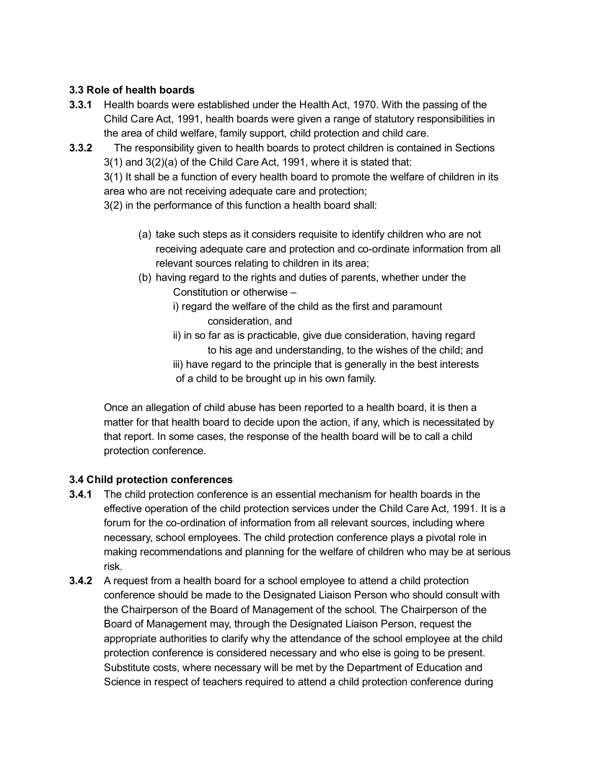### 3.3 Role of health boards

**3.3.1** Health boards were established under the Health Act, 1970. With the passing of the Child Care Act, 1991, health boards were given a range of statutory responsibilities in the area of child welfare, family support, child protection and child care.

**3.3.2** The responsibility given to health boards to protect children is contained in Sections 3(1) and 3(2)(a) of the Child Care Act, 1991, where it is stated that:

3(1) It shall be a function of every health board to promote the welfare of children in its area who are not receiving adequate care and protection;

3(2) in the performance of this function a health board shall:

- (a) take such steps as it considers requisite to identify children who are not receiving adequate care and protection and co-ordinate information from all relevant sources relating to children in its area;
- (b) having regard to the rights and duties of parents, whether under the Constitution or otherwise –
  - i) regard the welfare of the child as the first and paramount consideration, and
  - ii) in so far as is practicable, give due consideration, having regard to his age and understanding, to the wishes of the child; and
  - iii) have regard to the principle that is generally in the best interests of a child to be brought up in his own family.

Once an allegation of child abuse has been reported to a health board, it is then a matter for that health board to decide upon the action, if any, which is necessitated by that report. In some cases, the response of the health board will be to call a child protection conference.

### 3.4 Child protection conferences

**3.4.1** The child protection conference is an essential mechanism for health boards in the effective operation of the child protection services under the Child Care Act, 1991. It is a forum for the co-ordination of information from all relevant sources, including where necessary, school employees. The child protection conference plays a pivotal role in making recommendations and planning for the welfare of children who may be at serious risk.

**3.4.2** A request from a health board for a school employee to attend a child protection conference should be made to the Designated Liaison Person who should consult with the Chairperson of the Board of Management of the school. The Chairperson of the Board of Management may, through the Designated Liaison Person, request the appropriate authorities to clarify why the attendance of the school employee at the child protection conference is considered necessary and who else is going to be present. Substitute costs, where necessary will be met by the Department of Education and Science in respect of teachers required to attend a child protection conference during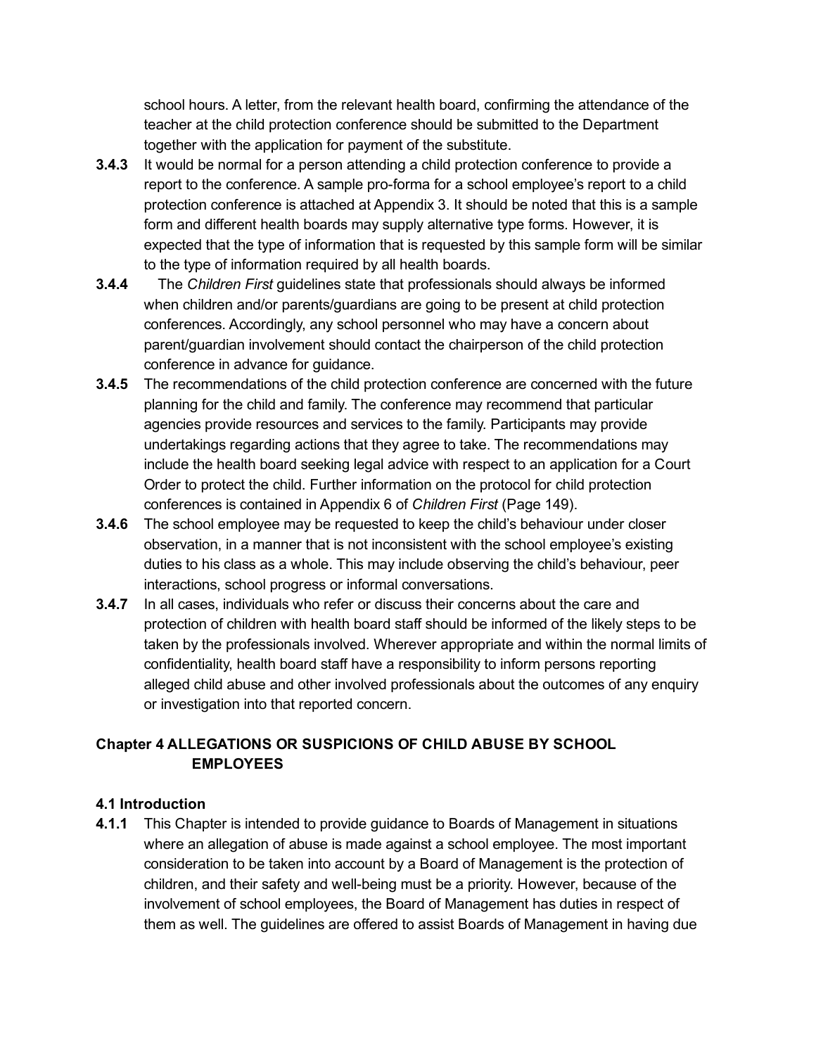school hours. A letter, from the relevant health board, confirming the attendance of the teacher at the child protection conference should be submitted to the Department together with the application for payment of the substitute.

**3.4.3** It would be normal for a person attending a child protection conference to provide a report to the conference. A sample pro-forma for a school employee's report to a child protection conference is attached at Appendix 3. It should be noted that this is a sample form and different health boards may supply alternative type forms. However, it is expected that the type of information that is requested by this sample form will be similar to the type of information required by all health boards.

**3.4.4** The *Children First* guidelines state that professionals should always be informed when children and/or parents/guardians are going to be present at child protection conferences. Accordingly, any school personnel who may have a concern about parent/guardian involvement should contact the chairperson of the child protection conference in advance for guidance.

**3.4.5** The recommendations of the child protection conference are concerned with the future planning for the child and family. The conference may recommend that particular agencies provide resources and services to the family. Participants may provide undertakings regarding actions that they agree to take. The recommendations may include the health board seeking legal advice with respect to an application for a Court Order to protect the child. Further information on the protocol for child protection conferences is contained in Appendix 6 of *Children First* (Page 149).

**3.4.6** The school employee may be requested to keep the child's behaviour under closer observation, in a manner that is not inconsistent with the school employee's existing duties to his class as a whole. This may include observing the child's behaviour, peer interactions, school progress or informal conversations.

**3.4.7** In all cases, individuals who refer or discuss their concerns about the care and protection of children with health board staff should be informed of the likely steps to be taken by the professionals involved. Wherever appropriate and within the normal limits of confidentiality, health board staff have a responsibility to inform persons reporting alleged child abuse and other involved professionals about the outcomes of any enquiry or investigation into that reported concern.

## Chapter 4 ALLEGATIONS OR SUSPICIONS OF CHILD ABUSE BY SCHOOL EMPLOYEES

### 4.1 Introduction

**4.1.1** This Chapter is intended to provide guidance to Boards of Management in situations where an allegation of abuse is made against a school employee. The most important consideration to be taken into account by a Board of Management is the protection of children, and their safety and well-being must be a priority. However, because of the involvement of school employees, the Board of Management has duties in respect of them as well. The guidelines are offered to assist Boards of Management in having due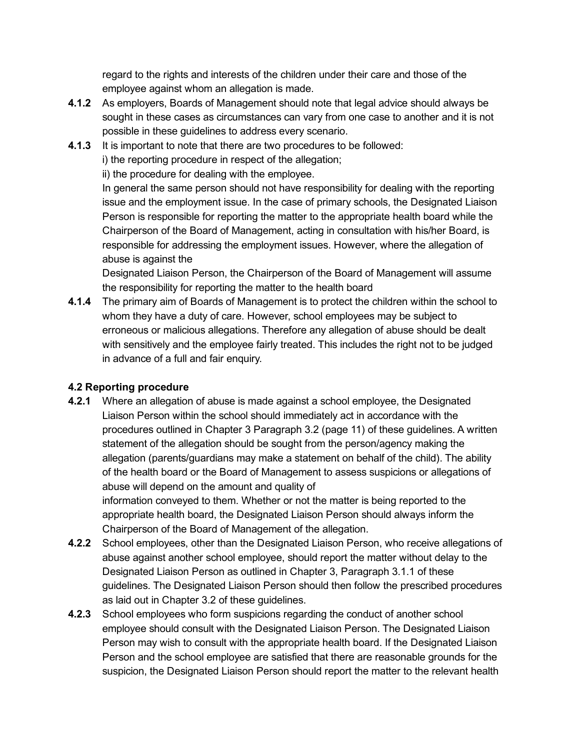regard to the rights and interests of the children under their care and those of the employee against whom an allegation is made.

**4.1.2** As employers, Boards of Management should note that legal advice should always be sought in these cases as circumstances can vary from one case to another and it is not possible in these guidelines to address every scenario.

**4.1.3** It is important to note that there are two procedures to be followed:
i) the reporting procedure in respect of the allegation;
ii) the procedure for dealing with the employee.
In general the same person should not have responsibility for dealing with the reporting issue and the employment issue. In the case of primary schools, the Designated Liaison Person is responsible for reporting the matter to the appropriate health board while the Chairperson of the Board of Management, acting in consultation with his/her Board, is responsible for addressing the employment issues. However, where the allegation of abuse is against the
Designated Liaison Person, the Chairperson of the Board of Management will assume the responsibility for reporting the matter to the health board

**4.1.4** The primary aim of Boards of Management is to protect the children within the school to whom they have a duty of care. However, school employees may be subject to erroneous or malicious allegations. Therefore any allegation of abuse should be dealt with sensitively and the employee fairly treated. This includes the right not to be judged in advance of a full and fair enquiry.

### 4.2 Reporting procedure

**4.2.1** Where an allegation of abuse is made against a school employee, the Designated Liaison Person within the school should immediately act in accordance with the procedures outlined in Chapter 3 Paragraph 3.2 (page 11) of these guidelines. A written statement of the allegation should be sought from the person/agency making the allegation (parents/guardians may make a statement on behalf of the child). The ability of the health board or the Board of Management to assess suspicions or allegations of abuse will depend on the amount and quality of
information conveyed to them. Whether or not the matter is being reported to the appropriate health board, the Designated Liaison Person should always inform the Chairperson of the Board of Management of the allegation.

**4.2.2** School employees, other than the Designated Liaison Person, who receive allegations of abuse against another school employee, should report the matter without delay to the Designated Liaison Person as outlined in Chapter 3, Paragraph 3.1.1 of these guidelines. The Designated Liaison Person should then follow the prescribed procedures as laid out in Chapter 3.2 of these guidelines.

**4.2.3** School employees who form suspicions regarding the conduct of another school employee should consult with the Designated Liaison Person. The Designated Liaison Person may wish to consult with the appropriate health board. If the Designated Liaison Person and the school employee are satisfied that there are reasonable grounds for the suspicion, the Designated Liaison Person should report the matter to the relevant health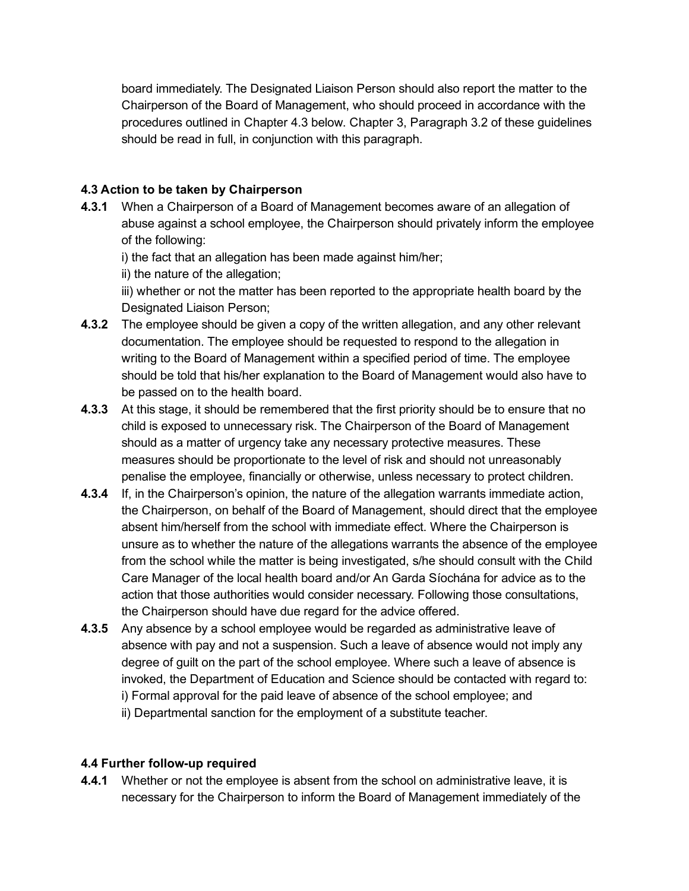board immediately. The Designated Liaison Person should also report the matter to the Chairperson of the Board of Management, who should proceed in accordance with the procedures outlined in Chapter 4.3 below. Chapter 3, Paragraph 3.2 of these guidelines should be read in full, in conjunction with this paragraph.

### 4.3 Action to be taken by Chairperson

**4.3.1** When a Chairperson of a Board of Management becomes aware of an allegation of abuse against a school employee, the Chairperson should privately inform the employee of the following:
i) the fact that an allegation has been made against him/her;
ii) the nature of the allegation;
iii) whether or not the matter has been reported to the appropriate health board by the Designated Liaison Person;

**4.3.2** The employee should be given a copy of the written allegation, and any other relevant documentation. The employee should be requested to respond to the allegation in writing to the Board of Management within a specified period of time. The employee should be told that his/her explanation to the Board of Management would also have to be passed on to the health board.

**4.3.3** At this stage, it should be remembered that the first priority should be to ensure that no child is exposed to unnecessary risk. The Chairperson of the Board of Management should as a matter of urgency take any necessary protective measures. These measures should be proportionate to the level of risk and should not unreasonably penalise the employee, financially or otherwise, unless necessary to protect children.

**4.3.4** If, in the Chairperson's opinion, the nature of the allegation warrants immediate action, the Chairperson, on behalf of the Board of Management, should direct that the employee absent him/herself from the school with immediate effect. Where the Chairperson is unsure as to whether the nature of the allegations warrants the absence of the employee from the school while the matter is being investigated, s/he should consult with the Child Care Manager of the local health board and/or An Garda Síochána for advice as to the action that those authorities would consider necessary. Following those consultations, the Chairperson should have due regard for the advice offered.

**4.3.5** Any absence by a school employee would be regarded as administrative leave of absence with pay and not a suspension. Such a leave of absence would not imply any degree of guilt on the part of the school employee. Where such a leave of absence is invoked, the Department of Education and Science should be contacted with regard to:
i) Formal approval for the paid leave of absence of the school employee; and
ii) Departmental sanction for the employment of a substitute teacher.

### 4.4 Further follow-up required

**4.4.1** Whether or not the employee is absent from the school on administrative leave, it is necessary for the Chairperson to inform the Board of Management immediately of the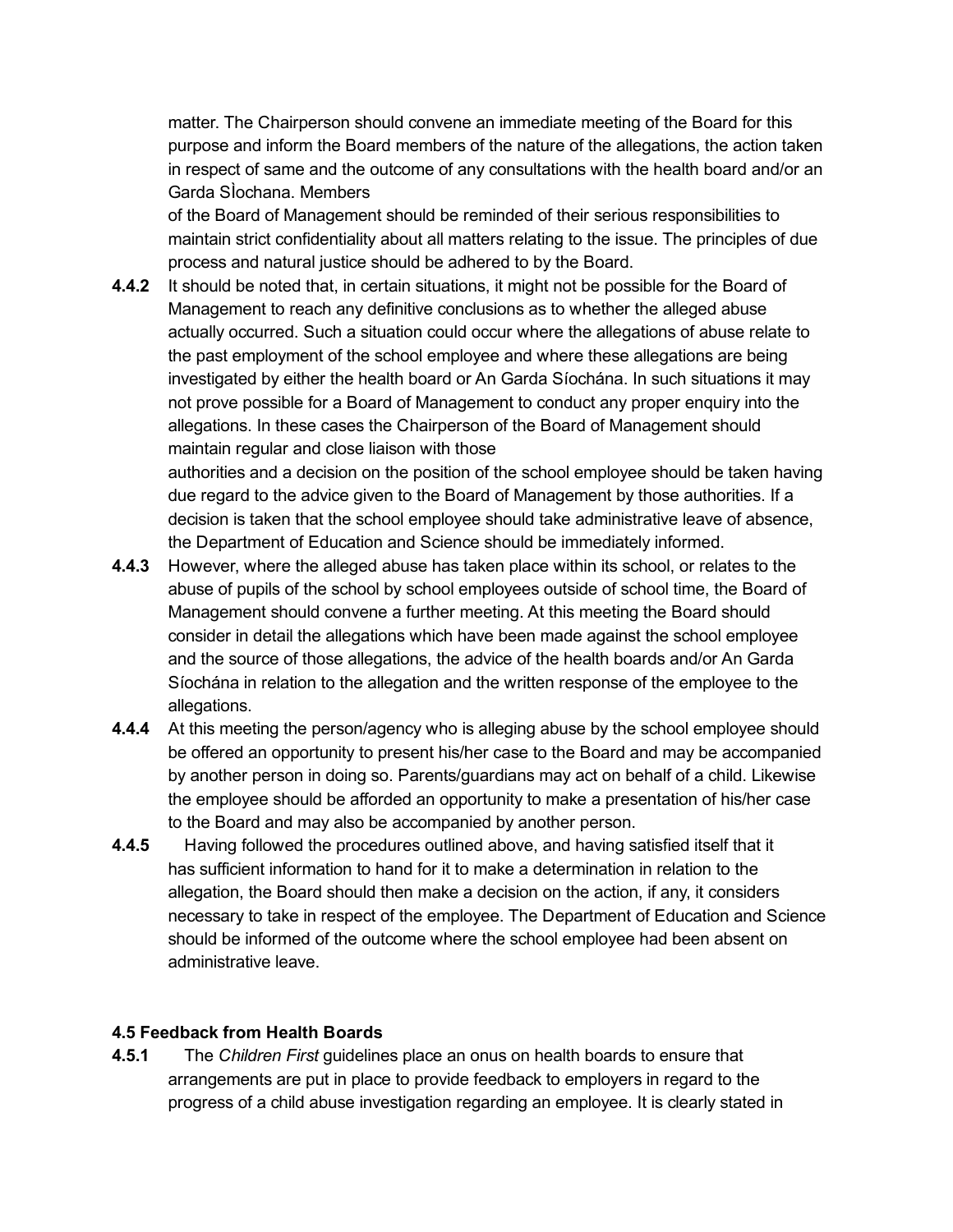matter. The Chairperson should convene an immediate meeting of the Board for this purpose and inform the Board members of the nature of the allegations, the action taken in respect of same and the outcome of any consultations with the health board and/or an Garda SÌochana. Members of the Board of Management should be reminded of their serious responsibilities to maintain strict confidentiality about all matters relating to the issue. The principles of due process and natural justice should be adhered to by the Board.

**4.4.2** It should be noted that, in certain situations, it might not be possible for the Board of Management to reach any definitive conclusions as to whether the alleged abuse actually occurred. Such a situation could occur where the allegations of abuse relate to the past employment of the school employee and where these allegations are being investigated by either the health board or An Garda Síochána. In such situations it may not prove possible for a Board of Management to conduct any proper enquiry into the allegations. In these cases the Chairperson of the Board of Management should maintain regular and close liaison with those authorities and a decision on the position of the school employee should be taken having due regard to the advice given to the Board of Management by those authorities. If a decision is taken that the school employee should take administrative leave of absence, the Department of Education and Science should be immediately informed.

**4.4.3** However, where the alleged abuse has taken place within its school, or relates to the abuse of pupils of the school by school employees outside of school time, the Board of Management should convene a further meeting. At this meeting the Board should consider in detail the allegations which have been made against the school employee and the source of those allegations, the advice of the health boards and/or An Garda Síochána in relation to the allegation and the written response of the employee to the allegations.

**4.4.4** At this meeting the person/agency who is alleging abuse by the school employee should be offered an opportunity to present his/her case to the Board and may be accompanied by another person in doing so. Parents/guardians may act on behalf of a child. Likewise the employee should be afforded an opportunity to make a presentation of his/her case to the Board and may also be accompanied by another person.

**4.4.5** Having followed the procedures outlined above, and having satisfied itself that it has sufficient information to hand for it to make a determination in relation to the allegation, the Board should then make a decision on the action, if any, it considers necessary to take in respect of the employee. The Department of Education and Science should be informed of the outcome where the school employee had been absent on administrative leave.

### 4.5 Feedback from Health Boards

**4.5.1** The *Children First* guidelines place an onus on health boards to ensure that arrangements are put in place to provide feedback to employers in regard to the progress of a child abuse investigation regarding an employee. It is clearly stated in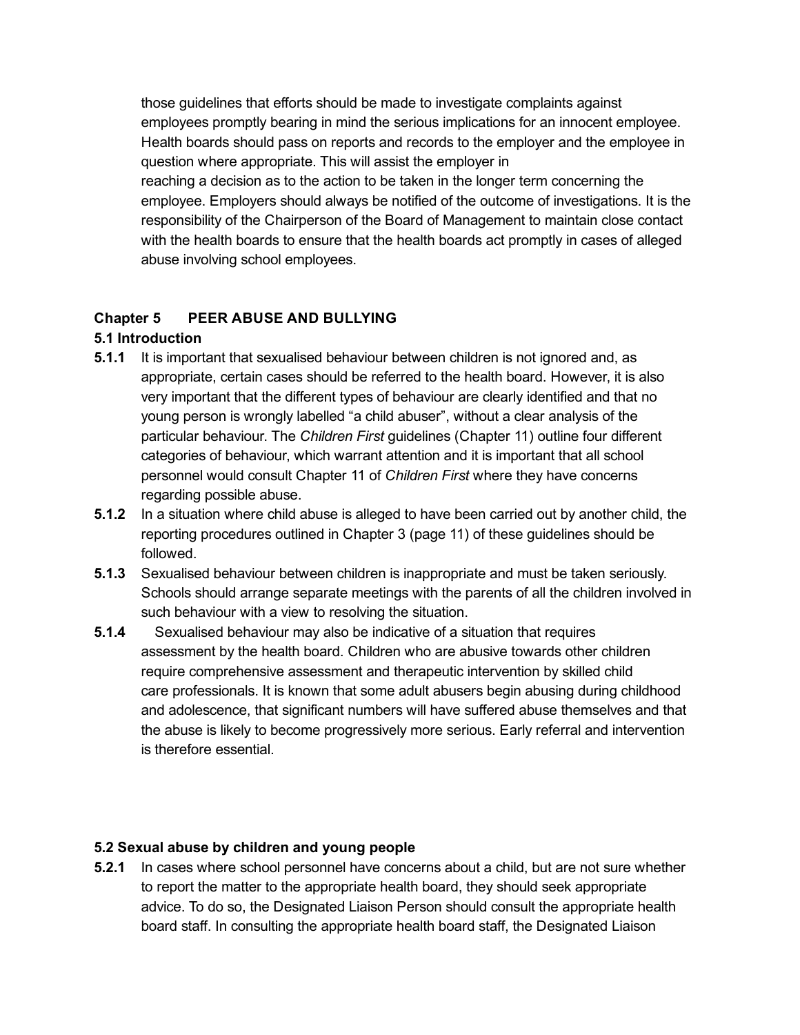those guidelines that efforts should be made to investigate complaints against employees promptly bearing in mind the serious implications for an innocent employee. Health boards should pass on reports and records to the employer and the employee in question where appropriate. This will assist the employer in reaching a decision as to the action to be taken in the longer term concerning the employee. Employers should always be notified of the outcome of investigations. It is the responsibility of the Chairperson of the Board of Management to maintain close contact with the health boards to ensure that the health boards act promptly in cases of alleged abuse involving school employees.

## Chapter 5 PEER ABUSE AND BULLYING

### 5.1 Introduction

**5.1.1** It is important that sexualised behaviour between children is not ignored and, as appropriate, certain cases should be referred to the health board. However, it is also very important that the different types of behaviour are clearly identified and that no young person is wrongly labelled "a child abuser", without a clear analysis of the particular behaviour. The *Children First* guidelines (Chapter 11) outline four different categories of behaviour, which warrant attention and it is important that all school personnel would consult Chapter 11 of *Children First* where they have concerns regarding possible abuse.

**5.1.2** In a situation where child abuse is alleged to have been carried out by another child, the reporting procedures outlined in Chapter 3 (page 11) of these guidelines should be followed.

**5.1.3** Sexualised behaviour between children is inappropriate and must be taken seriously. Schools should arrange separate meetings with the parents of all the children involved in such behaviour with a view to resolving the situation.

**5.1.4** Sexualised behaviour may also be indicative of a situation that requires assessment by the health board. Children who are abusive towards other children require comprehensive assessment and therapeutic intervention by skilled child care professionals. It is known that some adult abusers begin abusing during childhood and adolescence, that significant numbers will have suffered abuse themselves and that the abuse is likely to become progressively more serious. Early referral and intervention is therefore essential.

### 5.2 Sexual abuse by children and young people

**5.2.1** In cases where school personnel have concerns about a child, but are not sure whether to report the matter to the appropriate health board, they should seek appropriate advice. To do so, the Designated Liaison Person should consult the appropriate health board staff. In consulting the appropriate health board staff, the Designated Liaison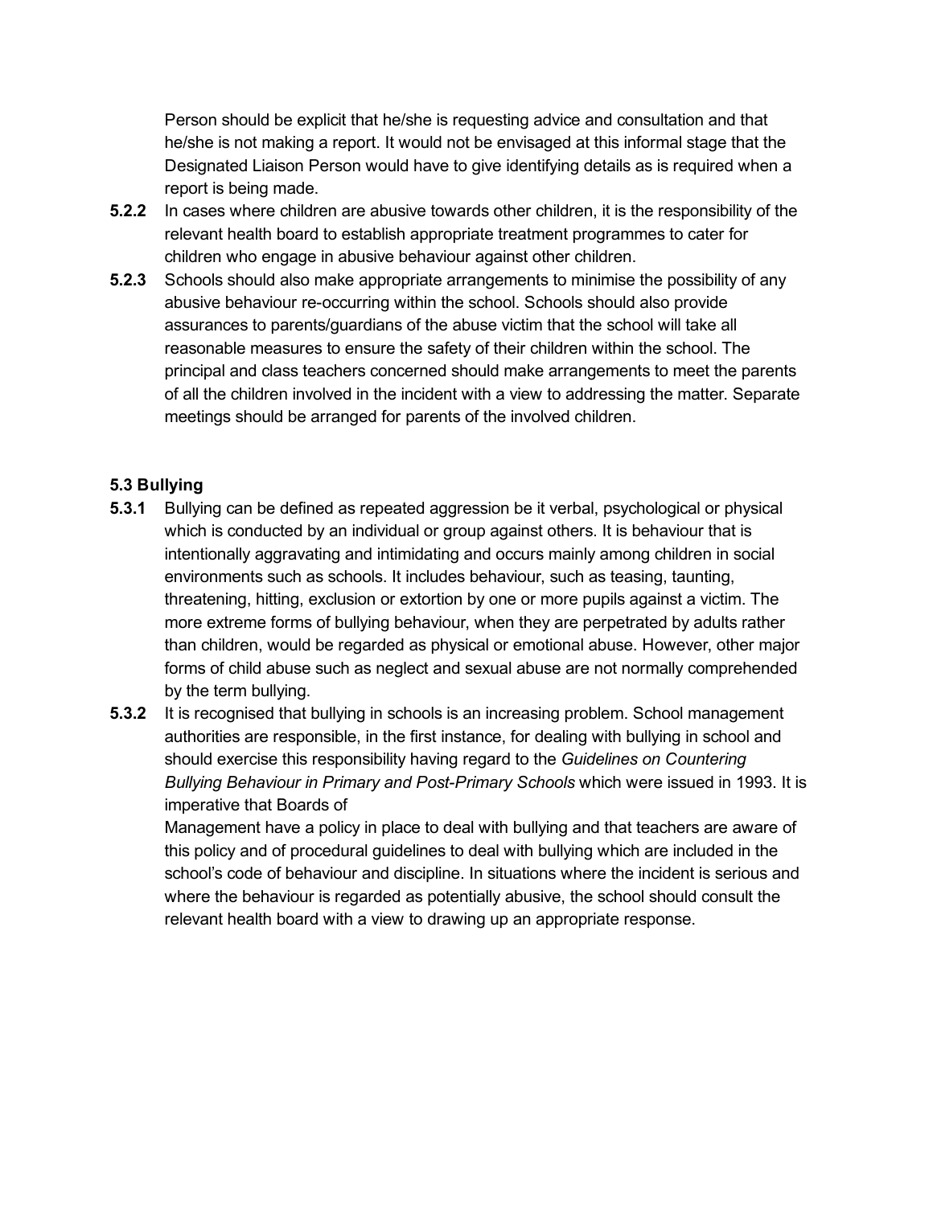Person should be explicit that he/she is requesting advice and consultation and that he/she is not making a report. It would not be envisaged at this informal stage that the Designated Liaison Person would have to give identifying details as is required when a report is being made.

**5.2.2** In cases where children are abusive towards other children, it is the responsibility of the relevant health board to establish appropriate treatment programmes to cater for children who engage in abusive behaviour against other children.

**5.2.3** Schools should also make appropriate arrangements to minimise the possibility of any abusive behaviour re-occurring within the school. Schools should also provide assurances to parents/guardians of the abuse victim that the school will take all reasonable measures to ensure the safety of their children within the school. The principal and class teachers concerned should make arrangements to meet the parents of all the children involved in the incident with a view to addressing the matter. Separate meetings should be arranged for parents of the involved children.

### 5.3 Bullying

**5.3.1** Bullying can be defined as repeated aggression be it verbal, psychological or physical which is conducted by an individual or group against others. It is behaviour that is intentionally aggravating and intimidating and occurs mainly among children in social environments such as schools. It includes behaviour, such as teasing, taunting, threatening, hitting, exclusion or extortion by one or more pupils against a victim. The more extreme forms of bullying behaviour, when they are perpetrated by adults rather than children, would be regarded as physical or emotional abuse. However, other major forms of child abuse such as neglect and sexual abuse are not normally comprehended by the term bullying.

**5.3.2** It is recognised that bullying in schools is an increasing problem. School management authorities are responsible, in the first instance, for dealing with bullying in school and should exercise this responsibility having regard to the *Guidelines on Countering Bullying Behaviour in Primary and Post-Primary Schools* which were issued in 1993. It is imperative that Boards of Management have a policy in place to deal with bullying and that teachers are aware of this policy and of procedural guidelines to deal with bullying which are included in the school's code of behaviour and discipline. In situations where the incident is serious and where the behaviour is regarded as potentially abusive, the school should consult the relevant health board with a view to drawing up an appropriate response.